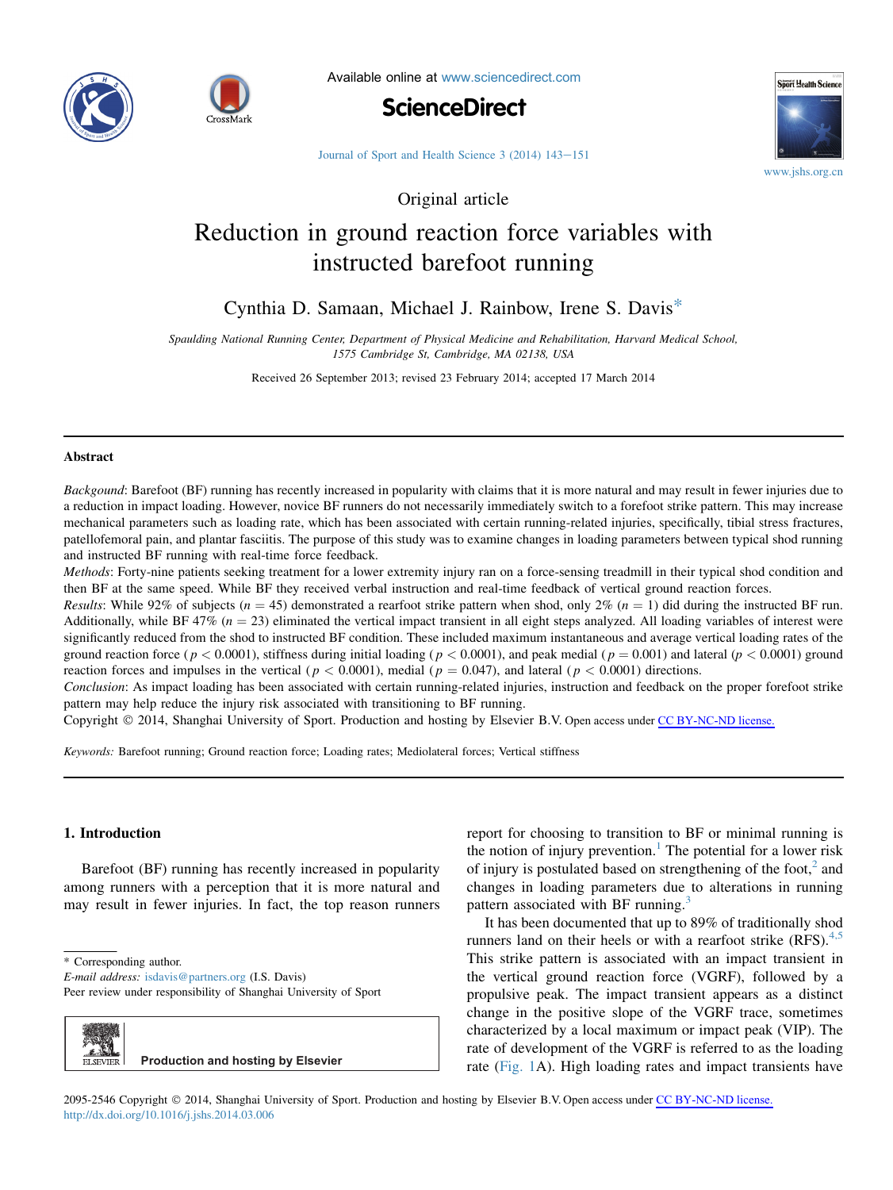Original article

# Reduction in ground reaction force variables with instructed barefoot running

Cynthia D. Samaan, Michael J. Rainbow, Irene S. Davis*

*Spaulding National Running Center, Department of Physical Medicine and Rehabilitation, Harvard Medical School, 1575 Cambridge St, Cambridge, MA 02138, USA*

Received 26 September 2013; revised 23 February 2014; accepted 17 March 2014

## Abstract

*Backgound*: Barefoot (BF) running has recently increased in popularity with claims that it is more natural and may result in fewer injuries due to a reduction in impact loading. However, novice BF runners do not necessarily immediately switch to a forefoot strike pattern. This may increase mechanical parameters such as loading rate, which has been associated with certain running-related injuries, specifically, tibial stress fractures, patellofemoral pain, and plantar fasciitis. The purpose of this study was to examine changes in loading parameters between typical shod running and instructed BF running with real-time force feedback.

*Methods*: Forty-nine patients seeking treatment for a lower extremity injury ran on a force-sensing treadmill in their typical shod condition and then BF at the same speed. While BF they received verbal instruction and real-time feedback of vertical ground reaction forces.

*Results*: While 92% of subjects ($n = 45$) demonstrated a rearfoot strike pattern when shod, only 2% ($n = 1$) did during the instructed BF run. Additionally, while BF 47% ($n = 23$) eliminated the vertical impact transient in all eight steps analyzed. All loading variables of interest were significantly reduced from the shod to instructed BF condition. These included maximum instantaneous and average vertical loading rates of the ground reaction force ($p < 0.0001$), stiffness during initial loading ($p < 0.0001$), and peak medial ($p = 0.001$) and lateral ($p < 0.0001$) ground reaction forces and impulses in the vertical ($p < 0.0001$), medial ($p = 0.047$), and lateral ($p < 0.0001$) directions.

*Conclusion*: As impact loading has been associated with certain running-related injuries, instruction and feedback on the proper forefoot strike pattern may help reduce the injury risk associated with transitioning to BF running.

Copyright © 2014, Shanghai University of Sport. Production and hosting by Elsevier B.V. Open access under CC BY-NC-ND license.

*Keywords:* Barefoot running; Ground reaction force; Loading rates; Mediolateral forces; Vertical stiffness

## 1. Introduction

Barefoot (BF) running has recently increased in popularity among runners with a perception that it is more natural and may result in fewer injuries. In fact, the top reason runners report for choosing to transition to BF or minimal running is the notion of injury prevention.[1] The potential for a lower risk of injury is postulated based on strengthening of the foot,[2] and changes in loading parameters due to alterations in running pattern associated with BF running.[3]

It has been documented that up to 89% of traditionally shod runners land on their heels or with a rearfoot strike (RFS).[4,5] This strike pattern is associated with an impact transient in the vertical ground reaction force (VGRF), followed by a propulsive peak. The impact transient appears as a distinct change in the positive slope of the VGRF trace, sometimes characterized by a local maximum or impact peak (VIP). The rate of development of the VGRF is referred to as the loading rate (Fig. 1A). High loading rates and impact transients have

* Corresponding author.
*E-mail address:* isdavis@partners.org (I.S. Davis).
Peer review under responsibility of Shanghai University of Sport

Production and hosting by Elsevier

2095-2546 Copyright © 2014, Shanghai University of Sport. Production and hosting by Elsevier B.V. Open access under CC BY-NC-ND license.
http://dx.doi.org/10.1016/j.jshs.2014.03.006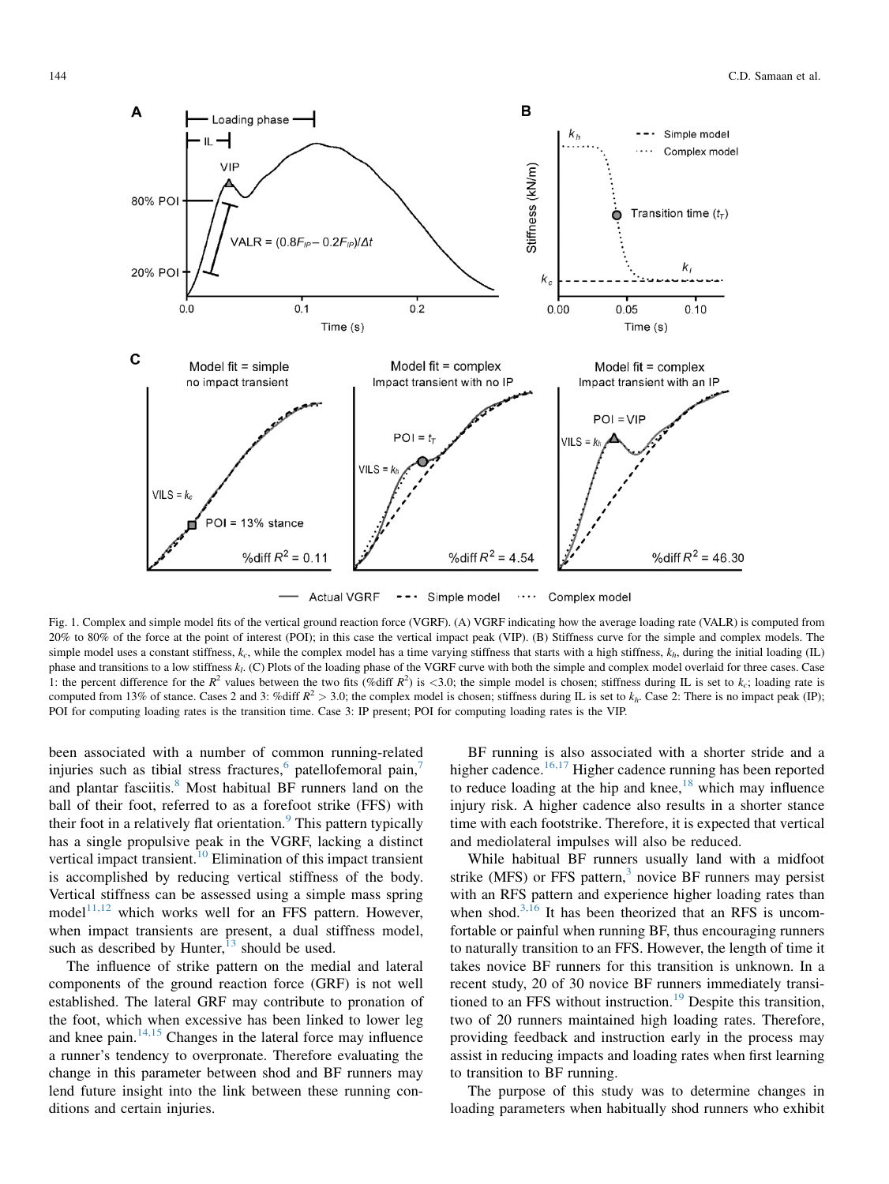Fig. 1. Complex and simple model fits of the vertical ground reaction force (VGRF). (A) VGRF indicating how the average loading rate (VALR) is computed from 20% to 80% of the force at the point of interest (POI); in this case the vertical impact peak (VIP). (B) Stiffness curve for the simple and complex models. The simple model uses a constant stiffness, $k_c$, while the complex model has a time varying stiffness that starts with a high stiffness, $k_h$, during the initial loading (IL) phase and transitions to a low stiffness $k_l$. (C) Plots of the loading phase of the VGRF curve with both the simple and complex model overlaid for three cases. Case 1: the percent difference for the $R^2$ values between the two fits (%diff $R^2$) is <3.0; the simple model is chosen; stiffness during IL is set to $k_c$; loading rate is computed from 13% of stance. Cases 2 and 3: %diff $R^2$ > 3.0; the complex model is chosen; stiffness during IL is set to $k_h$. Case 2: There is no impact peak (IP); POI for computing loading rates is the transition time. Case 3: IP present; POI for computing loading rates is the VIP.

been associated with a number of common running-related injuries such as tibial stress fractures,[6] patellofemoral pain,[7] and plantar fasciitis.[8] Most habitual BF runners land on the ball of their foot, referred to as a forefoot strike (FFS) with their foot in a relatively flat orientation.[9] This pattern typically has a single propulsive peak in the VGRF, lacking a distinct vertical impact transient.[10] Elimination of this impact transient is accomplished by reducing vertical stiffness of the body. Vertical stiffness can be assessed using a simple mass spring model[11,12] which works well for an FFS pattern. However, when impact transients are present, a dual stiffness model, such as described by Hunter,[13] should be used.

The influence of strike pattern on the medial and lateral components of the ground reaction force (GRF) is not well established. The lateral GRF may contribute to pronation of the foot, which when excessive has been linked to lower leg and knee pain.[14,15] Changes in the lateral force may influence a runner's tendency to overpronate. Therefore evaluating the change in this parameter between shod and BF runners may lend future insight into the link between these running conditions and certain injuries.

BF running is also associated with a shorter stride and a higher cadence.[16,17] Higher cadence running has been reported to reduce loading at the hip and knee,[18] which may influence injury risk. A higher cadence also results in a shorter stance time with each footstrike. Therefore, it is expected that vertical and mediolateral impulses will also be reduced.

While habitual BF runners usually land with a midfoot strike (MFS) or FFS pattern,[3] novice BF runners may persist with an RFS pattern and experience higher loading rates than when shod.[3,16] It has been theorized that an RFS is uncomfortable or painful when running BF, thus encouraging runners to naturally transition to an FFS. However, the length of time it takes novice BF runners for this transition is unknown. In a recent study, 20 of 30 novice BF runners immediately transitioned to an FFS without instruction.[19] Despite this transition, two of 20 runners maintained high loading rates. Therefore, providing feedback and instruction early in the process may assist in reducing impacts and loading rates when first learning to transition to BF running.

The purpose of this study was to determine changes in loading parameters when habitually shod runners who exhibit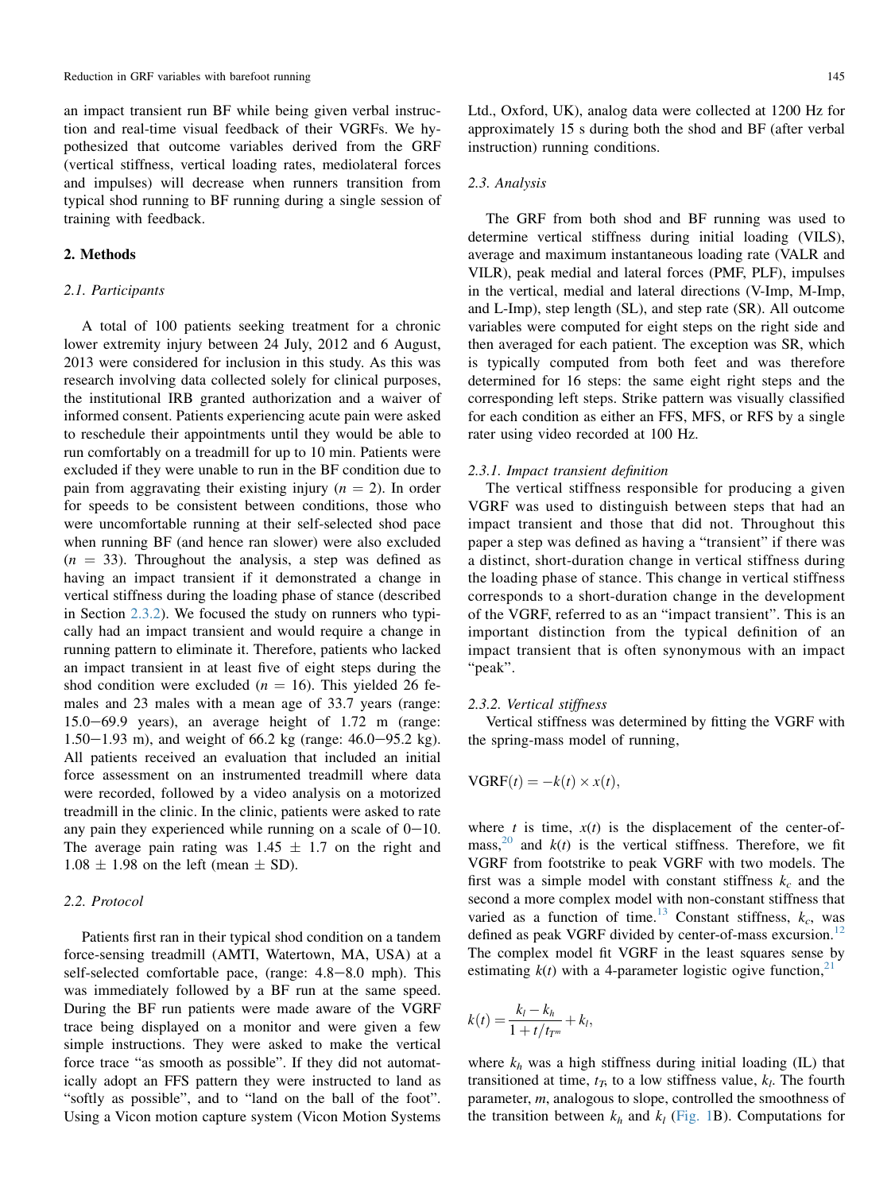an impact transient run BF while being given verbal instruction and real-time visual feedback of their VGRFs. We hypothesized that outcome variables derived from the GRF (vertical stiffness, vertical loading rates, mediolateral forces and impulses) will decrease when runners transition from typical shod running to BF running during a single session of training with feedback.

## 2. Methods

### 2.1. Participants

A total of 100 patients seeking treatment for a chronic lower extremity injury between 24 July, 2012 and 6 August, 2013 were considered for inclusion in this study. As this was research involving data collected solely for clinical purposes, the institutional IRB granted authorization and a waiver of informed consent. Patients experiencing acute pain were asked to reschedule their appointments until they would be able to run comfortably on a treadmill for up to 10 min. Patients were excluded if they were unable to run in the BF condition due to pain from aggravating their existing injury ($n = 2$). In order for speeds to be consistent between conditions, those who were uncomfortable running at their self-selected shod pace when running BF (and hence ran slower) were also excluded ($n = 33$). Throughout the analysis, a step was defined as having an impact transient if it demonstrated a change in vertical stiffness during the loading phase of stance (described in Section 2.3.2). We focused the study on runners who typically had an impact transient and would require a change in running pattern to eliminate it. Therefore, patients who lacked an impact transient in at least five of eight steps during the shod condition were excluded ($n = 16$). This yielded 26 females and 23 males with a mean age of 33.7 years (range: 15.0−69.9 years), an average height of 1.72 m (range: 1.50−1.93 m), and weight of 66.2 kg (range: 46.0−95.2 kg). All patients received an evaluation that included an initial force assessment on an instrumented treadmill where data were recorded, followed by a video analysis on a motorized treadmill in the clinic. In the clinic, patients were asked to rate any pain they experienced while running on a scale of 0−10. The average pain rating was 1.45 ± 1.7 on the right and 1.08 ± 1.98 on the left (mean ± SD).

### 2.2. Protocol

Patients first ran in their typical shod condition on a tandem force-sensing treadmill (AMTI, Watertown, MA, USA) at a self-selected comfortable pace, (range: 4.8−8.0 mph). This was immediately followed by a BF run at the same speed. During the BF run patients were made aware of the VGRF trace being displayed on a monitor and were given a few simple instructions. They were asked to make the vertical force trace "as smooth as possible". If they did not automatically adopt an FFS pattern they were instructed to land as "softly as possible", and to "land on the ball of the foot". Using a Vicon motion capture system (Vicon Motion Systems Ltd., Oxford, UK), analog data were collected at 1200 Hz for approximately 15 s during both the shod and BF (after verbal instruction) running conditions.

### 2.3. Analysis

The GRF from both shod and BF running was used to determine vertical stiffness during initial loading (VILS), average and maximum instantaneous loading rate (VALR and VILR), peak medial and lateral forces (PMF, PLF), impulses in the vertical, medial and lateral directions (V-Imp, M-Imp, and L-Imp), step length (SL), and step rate (SR). All outcome variables were computed for eight steps on the right side and then averaged for each patient. The exception was SR, which is typically computed from both feet and was therefore determined for 16 steps: the same eight right steps and the corresponding left steps. Strike pattern was visually classified for each condition as either an FFS, MFS, or RFS by a single rater using video recorded at 100 Hz.

#### 2.3.1. Impact transient definition

The vertical stiffness responsible for producing a given VGRF was used to distinguish between steps that had an impact transient and those that did not. Throughout this paper a step was defined as having a "transient" if there was a distinct, short-duration change in vertical stiffness during the loading phase of stance. This change in vertical stiffness corresponds to a short-duration change in the development of the VGRF, referred to as an "impact transient". This is an important distinction from the typical definition of an impact transient that is often synonymous with an impact "peak".

#### 2.3.2. Vertical stiffness

Vertical stiffness was determined by fitting the VGRF with the spring-mass model of running,

$$\mathrm{VGRF}(t) = -k(t) \times x(t),$$

where $t$ is time, $x(t)$ is the displacement of the center-of-mass,[20] and $k(t)$ is the vertical stiffness. Therefore, we fit VGRF from footstrike to peak VGRF with two models. The first was a simple model with constant stiffness $k_c$ and the second a more complex model with non-constant stiffness that varied as a function of time.[13] Constant stiffness, $k_c$, was defined as peak VGRF divided by center-of-mass excursion.[12] The complex model fit VGRF in the least squares sense by estimating $k(t)$ with a 4-parameter logistic ogive function,[21]

$$k(t) = \frac{k_l - k_h}{1 + t/t_{T^m}} + k_l,$$

where $k_h$ was a high stiffness during initial loading (IL) that transitioned at time, $t_T$, to a low stiffness value, $k_l$. The fourth parameter, $m$, analogous to slope, controlled the smoothness of the transition between $k_h$ and $k_l$ (Fig. 1B). Computations for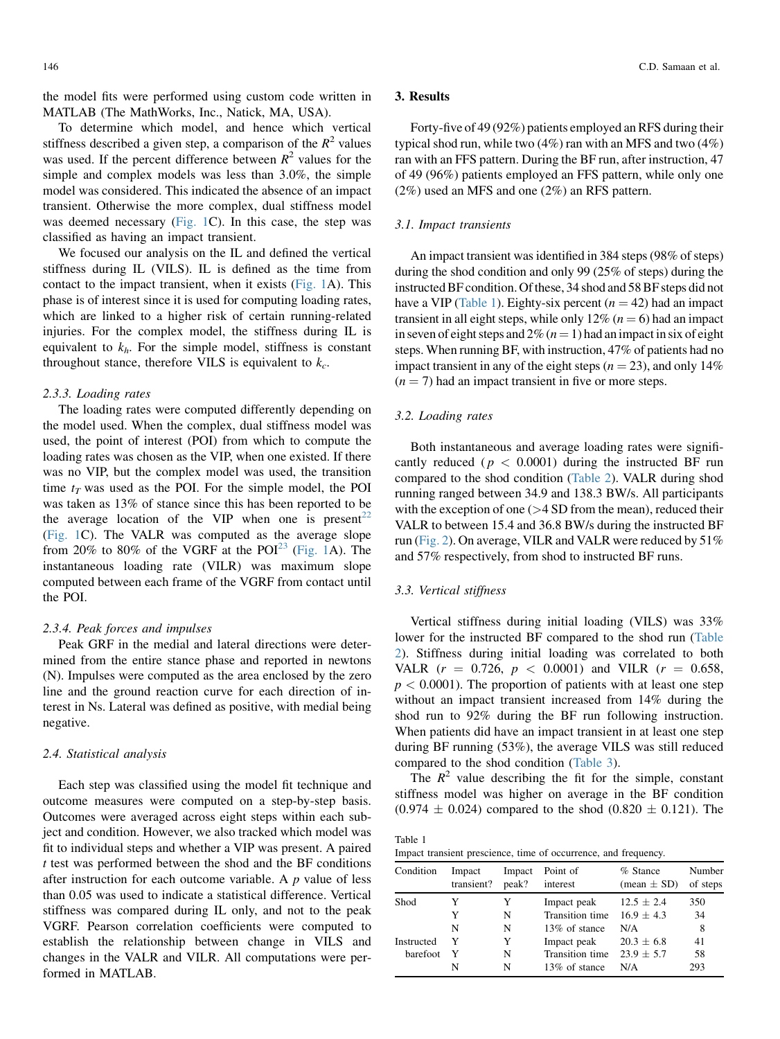the model fits were performed using custom code written in MATLAB (The MathWorks, Inc., Natick, MA, USA).

To determine which model, and hence which vertical stiffness described a given step, a comparison of the $R^2$ values was used. If the percent difference between $R^2$ values for the simple and complex models was less than 3.0%, the simple model was considered. This indicated the absence of an impact transient. Otherwise the more complex, dual stiffness model was deemed necessary (Fig. 1C). In this case, the step was classified as having an impact transient.

We focused our analysis on the IL and defined the vertical stiffness during IL (VILS). IL is defined as the time from contact to the impact transient, when it exists (Fig. 1A). This phase is of interest since it is used for computing loading rates, which are linked to a higher risk of certain running-related injuries. For the complex model, the stiffness during IL is equivalent to $k_h$. For the simple model, stiffness is constant throughout stance, therefore VILS is equivalent to $k_c$.

### 2.3.3. Loading rates

The loading rates were computed differently depending on the model used. When the complex, dual stiffness model was used, the point of interest (POI) from which to compute the loading rates was chosen as the VIP, when one existed. If there was no VIP, but the complex model was used, the transition time $t_T$ was used as the POI. For the simple model, the POI was taken as 13% of stance since this has been reported to be the average location of the VIP when one is present[22] (Fig. 1C). The VALR was computed as the average slope from 20% to 80% of the VGRF at the POI[23] (Fig. 1A). The instantaneous loading rate (VILR) was maximum slope computed between each frame of the VGRF from contact until the POI.

### 2.3.4. Peak forces and impulses

Peak GRF in the medial and lateral directions were determined from the entire stance phase and reported in newtons (N). Impulses were computed as the area enclosed by the zero line and the ground reaction curve for each direction of interest in Ns. Lateral was defined as positive, with medial being negative.

## 2.4. Statistical analysis

Each step was classified using the model fit technique and outcome measures were computed on a step-by-step basis. Outcomes were averaged across eight steps within each subject and condition. However, we also tracked which model was fit to individual steps and whether a VIP was present. A paired *t* test was performed between the shod and the BF conditions after instruction for each outcome variable. A *p* value of less than 0.05 was used to indicate a statistical difference. Vertical stiffness was compared during IL only, and not to the peak VGRF. Pearson correlation coefficients were computed to establish the relationship between change in VILS and changes in the VALR and VILR. All computations were performed in MATLAB.

# 3. Results

Forty-five of 49 (92%) patients employed an RFS during their typical shod run, while two (4%) ran with an MFS and two (4%) ran with an FFS pattern. During the BF run, after instruction, 47 of 49 (96%) patients employed an FFS pattern, while only one (2%) used an MFS and one (2%) an RFS pattern.

## 3.1. Impact transients

An impact transient was identified in 384 steps (98% of steps) during the shod condition and only 99 (25% of steps) during the instructed BF condition. Of these, 34 shod and 58 BF steps did not have a VIP (Table 1). Eighty-six percent ($n = 42$) had an impact transient in all eight steps, while only 12% ($n = 6$) had an impact in seven of eight steps and 2% ($n = 1$) had an impact in six of eight steps. When running BF, with instruction, 47% of patients had no impact transient in any of the eight steps ($n = 23$), and only 14% ($n = 7$) had an impact transient in five or more steps.

## 3.2. Loading rates

Both instantaneous and average loading rates were significantly reduced ($p < 0.0001$) during the instructed BF run compared to the shod condition (Table 2). VALR during shod running ranged between 34.9 and 138.3 BW/s. All participants with the exception of one (>4 SD from the mean), reduced their VALR to between 15.4 and 36.8 BW/s during the instructed BF run (Fig. 2). On average, VILR and VALR were reduced by 51% and 57% respectively, from shod to instructed BF runs.

## 3.3. Vertical stiffness

Vertical stiffness during initial loading (VILS) was 33% lower for the instructed BF compared to the shod run (Table 2). Stiffness during initial loading was correlated to both VALR ($r = 0.726$, $p < 0.0001$) and VILR ($r = 0.658$, $p < 0.0001$). The proportion of patients with at least one step without an impact transient increased from 14% during the shod run to 92% during the BF run following instruction. When patients did have an impact transient in at least one step during BF running (53%), the average VILS was still reduced compared to the shod condition (Table 3).

The $R^2$ value describing the fit for the simple, constant stiffness model was higher on average in the BF condition ($0.974 \pm 0.024$) compared to the shod ($0.820 \pm 0.121$). The

Table 1
Impact transient prescience, time of occurrence, and frequency.

| Condition | Impact transient? | Impact peak? | Point of interest | % Stance (mean ± SD) | Number of steps |
|---|---|---|---|---|---|
| Shod | Y | Y | Impact peak | 12.5 ± 2.4 | 350 |
| | Y | N | Transition time | 16.9 ± 4.3 | 34 |
| | N | N | 13% of stance | N/A | 8 |
| Instructed barefoot | Y | Y | Impact peak | 20.3 ± 6.8 | 41 |
| | Y | N | Transition time | 23.9 ± 5.7 | 58 |
| | N | N | 13% of stance | N/A | 293 |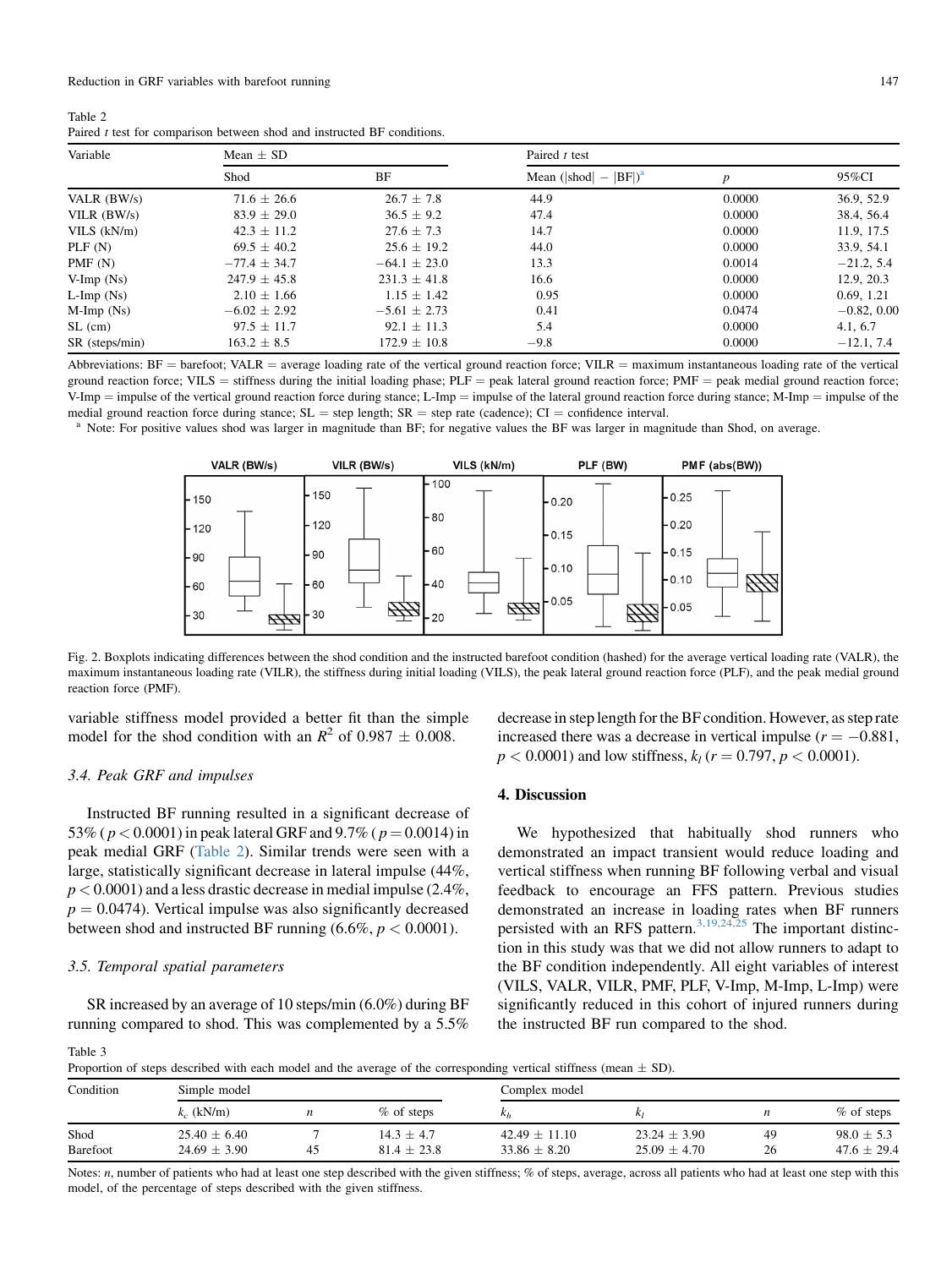Table 2
Paired $t$ test for comparison between shod and instructed BF conditions.

| Variable | Mean ± SD | | Paired $t$ test | | |
|---|---|---|---|---|---|
| | Shod | BF | Mean (\|shod\| − \|BF\|)[a] | $p$ | 95%CI |
| VALR (BW/s) | 71.6 ± 26.6 | 26.7 ± 7.8 | 44.9 | 0.0000 | 36.9, 52.9 |
| VILR (BW/s) | 83.9 ± 29.0 | 36.5 ± 9.2 | 47.4 | 0.0000 | 38.4, 56.4 |
| VILS (kN/m) | 42.3 ± 11.2 | 27.6 ± 7.3 | 14.7 | 0.0000 | 11.9, 17.5 |
| PLF (N) | 69.5 ± 40.2 | 25.6 ± 19.2 | 44.0 | 0.0000 | 33.9, 54.1 |
| PMF (N) | −77.4 ± 34.7 | −64.1 ± 23.0 | 13.3 | 0.0014 | −21.2, 5.4 |
| V-Imp (Ns) | 247.9 ± 45.8 | 231.3 ± 41.8 | 16.6 | 0.0000 | 12.9, 20.3 |
| L-Imp (Ns) | 2.10 ± 1.66 | 1.15 ± 1.42 | 0.95 | 0.0000 | 0.69, 1.21 |
| M-Imp (Ns) | −6.02 ± 2.92 | −5.61 ± 2.73 | 0.41 | 0.0474 | −0.82, 0.00 |
| SL (cm) | 97.5 ± 11.7 | 92.1 ± 11.3 | 5.4 | 0.0000 | 4.1, 6.7 |
| SR (steps/min) | 163.2 ± 8.5 | 172.9 ± 10.8 | −9.8 | 0.0000 | −12.1, 7.4 |

Abbreviations: BF = barefoot; VALR = average loading rate of the vertical ground reaction force; VILR = maximum instantaneous loading rate of the vertical ground reaction force; VILS = stiffness during the initial loading phase; PLF = peak lateral ground reaction force; PMF = peak medial ground reaction force; V-Imp = impulse of the vertical ground reaction force during stance; L-Imp = impulse of the lateral ground reaction force during stance; M-Imp = impulse of the medial ground reaction force during stance; SL = step length; SR = step rate (cadence); CI = confidence interval.

[a] Note: For positive values shod was larger in magnitude than BF; for negative values the BF was larger in magnitude than Shod, on average.

Fig. 2. Boxplots indicating differences between the shod condition and the instructed barefoot condition (hashed) for the average vertical loading rate (VALR), the maximum instantaneous loading rate (VILR), the stiffness during initial loading (VILS), the peak lateral ground reaction force (PLF), and the peak medial ground reaction force (PMF).

variable stiffness model provided a better fit than the simple model for the shod condition with an $R^2$ of 0.987 ± 0.008.

### 3.4. Peak GRF and impulses

Instructed BF running resulted in a significant decrease of 53% ($p < 0.0001$) in peak lateral GRF and 9.7% ($p = 0.0014$) in peak medial GRF (Table 2). Similar trends were seen with a large, statistically significant decrease in lateral impulse (44%, $p < 0.0001$) and a less drastic decrease in medial impulse (2.4%, $p = 0.0474$). Vertical impulse was also significantly decreased between shod and instructed BF running (6.6%, $p < 0.0001$).

### 3.5. Temporal spatial parameters

SR increased by an average of 10 steps/min (6.0%) during BF running compared to shod. This was complemented by a 5.5% decrease in step length for the BF condition. However, as step rate increased there was a decrease in vertical impulse ($r = -0.881$, $p < 0.0001$) and low stiffness, $k_l$ ($r = 0.797$, $p < 0.0001$).

## 4. Discussion

We hypothesized that habitually shod runners who demonstrated an impact transient would reduce loading and vertical stiffness when running BF following verbal and visual feedback to encourage an FFS pattern. Previous studies demonstrated an increase in loading rates when BF runners persisted with an RFS pattern.[3,19,24,25] The important distinction in this study was that we did not allow runners to adapt to the BF condition independently. All eight variables of interest (VILS, VALR, VILR, PMF, PLF, V-Imp, M-Imp, L-Imp) were significantly reduced in this cohort of injured runners during the instructed BF run compared to the shod.

Table 3
Proportion of steps described with each model and the average of the corresponding vertical stiffness (mean ± SD).

| Condition | Simple model | | | Complex model | | | |
|---|---|---|---|---|---|---|---|
| | $k_c$ (kN/m) | $n$ | % of steps | $k_h$ | $k_l$ | $n$ | % of steps |
| Shod | 25.40 ± 6.40 | 7 | 14.3 ± 4.7 | 42.49 ± 11.10 | 23.24 ± 3.90 | 49 | 98.0 ± 5.3 |
| Barefoot | 24.69 ± 3.90 | 45 | 81.4 ± 23.8 | 33.86 ± 8.20 | 25.09 ± 4.70 | 26 | 47.6 ± 29.4 |

Notes: $n$, number of patients who had at least one step described with the given stiffness; % of steps, average, across all patients who had at least one step with this model, of the percentage of steps described with the given stiffness.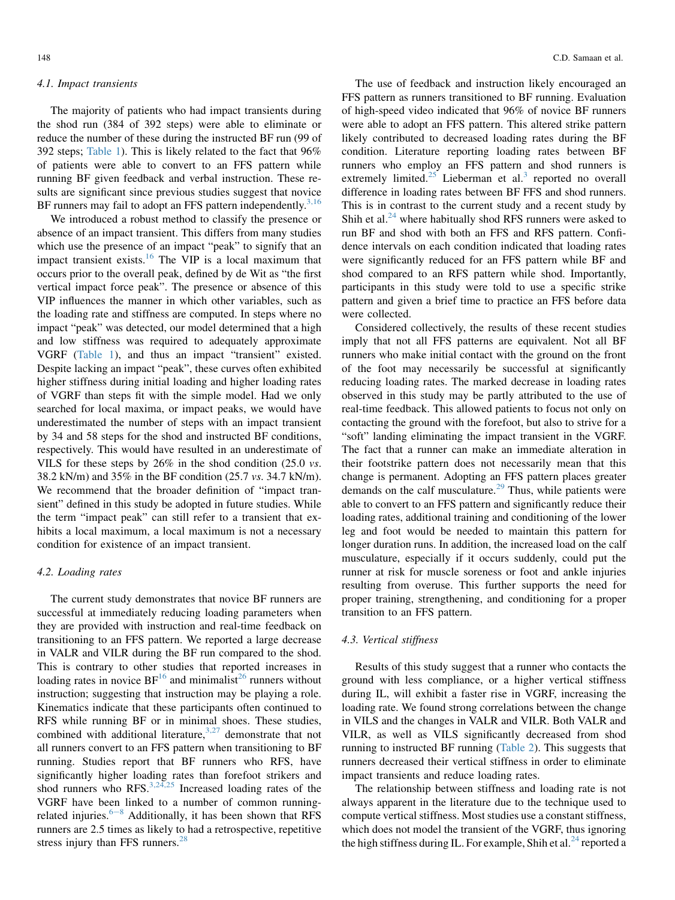### 4.1. Impact transients

The majority of patients who had impact transients during the shod run (384 of 392 steps) were able to eliminate or reduce the number of these during the instructed BF run (99 of 392 steps; Table 1). This is likely related to the fact that 96% of patients were able to convert to an FFS pattern while running BF given feedback and verbal instruction. These results are significant since previous studies suggest that novice BF runners may fail to adopt an FFS pattern independently.[3,16]

We introduced a robust method to classify the presence or absence of an impact transient. This differs from many studies which use the presence of an impact "peak" to signify that an impact transient exists.[16] The VIP is a local maximum that occurs prior to the overall peak, defined by de Wit as "the first vertical impact force peak". The presence or absence of this VIP influences the manner in which other variables, such as the loading rate and stiffness are computed. In steps where no impact "peak" was detected, our model determined that a high and low stiffness was required to adequately approximate VGRF (Table 1), and thus an impact "transient" existed. Despite lacking an impact "peak", these curves often exhibited higher stiffness during initial loading and higher loading rates of VGRF than steps fit with the simple model. Had we only searched for local maxima, or impact peaks, we would have underestimated the number of steps with an impact transient by 34 and 58 steps for the shod and instructed BF conditions, respectively. This would have resulted in an underestimate of VILS for these steps by 26% in the shod condition (25.0 *vs.* 38.2 kN/m) and 35% in the BF condition (25.7 *vs.* 34.7 kN/m). We recommend that the broader definition of "impact transient" defined in this study be adopted in future studies. While the term "impact peak" can still refer to a transient that exhibits a local maximum, a local maximum is not a necessary condition for existence of an impact transient.

### 4.2. Loading rates

The current study demonstrates that novice BF runners are successful at immediately reducing loading parameters when they are provided with instruction and real-time feedback on transitioning to an FFS pattern. We reported a large decrease in VALR and VILR during the BF run compared to the shod. This is contrary to other studies that reported increases in loading rates in novice BF[16] and minimalist[26] runners without instruction; suggesting that instruction may be playing a role. Kinematics indicate that these participants often continued to RFS while running BF or in minimal shoes. These studies, combined with additional literature,[3,27] demonstrate that not all runners convert to an FFS pattern when transitioning to BF running. Studies report that BF runners who RFS, have significantly higher loading rates than forefoot strikers and shod runners who RFS.[3,24,25] Increased loading rates of the VGRF have been linked to a number of common running-related injuries.[6–8] Additionally, it has been shown that RFS runners are 2.5 times as likely to had a retrospective, repetitive stress injury than FFS runners.[28]

The use of feedback and instruction likely encouraged an FFS pattern as runners transitioned to BF running. Evaluation of high-speed video indicated that 96% of novice BF runners were able to adopt an FFS pattern. This altered strike pattern likely contributed to decreased loading rates during the BF condition. Literature reporting loading rates between BF runners who employ an FFS pattern and shod runners is extremely limited.[25] Lieberman et al.[3] reported no overall difference in loading rates between BF FFS and shod runners. This is in contrast to the current study and a recent study by Shih et al.[24] where habitually shod RFS runners were asked to run BF and shod with both an FFS and RFS pattern. Confidence intervals on each condition indicated that loading rates were significantly reduced for an FFS pattern while BF and shod compared to an RFS pattern while shod. Importantly, participants in this study were told to use a specific strike pattern and given a brief time to practice an FFS before data were collected.

Considered collectively, the results of these recent studies imply that not all FFS patterns are equivalent. Not all BF runners who make initial contact with the ground on the front of the foot may necessarily be successful at significantly reducing loading rates. The marked decrease in loading rates observed in this study may be partly attributed to the use of real-time feedback. This allowed patients to focus not only on contacting the ground with the forefoot, but also to strive for a "soft" landing eliminating the impact transient in the VGRF. The fact that a runner can make an immediate alteration in their footstrike pattern does not necessarily mean that this change is permanent. Adopting an FFS pattern places greater demands on the calf musculature.[29] Thus, while patients were able to convert to an FFS pattern and significantly reduce their loading rates, additional training and conditioning of the lower leg and foot would be needed to maintain this pattern for longer duration runs. In addition, the increased load on the calf musculature, especially if it occurs suddenly, could put the runner at risk for muscle soreness or foot and ankle injuries resulting from overuse. This further supports the need for proper training, strengthening, and conditioning for a proper transition to an FFS pattern.

### 4.3. Vertical stiffness

Results of this study suggest that a runner who contacts the ground with less compliance, or a higher vertical stiffness during IL, will exhibit a faster rise in VGRF, increasing the loading rate. We found strong correlations between the change in VILS and the changes in VALR and VILR. Both VALR and VILR, as well as VILS significantly decreased from shod running to instructed BF running (Table 2). This suggests that runners decreased their vertical stiffness in order to eliminate impact transients and reduce loading rates.

The relationship between stiffness and loading rate is not always apparent in the literature due to the technique used to compute vertical stiffness. Most studies use a constant stiffness, which does not model the transient of the VGRF, thus ignoring the high stiffness during IL. For example, Shih et al.[24] reported a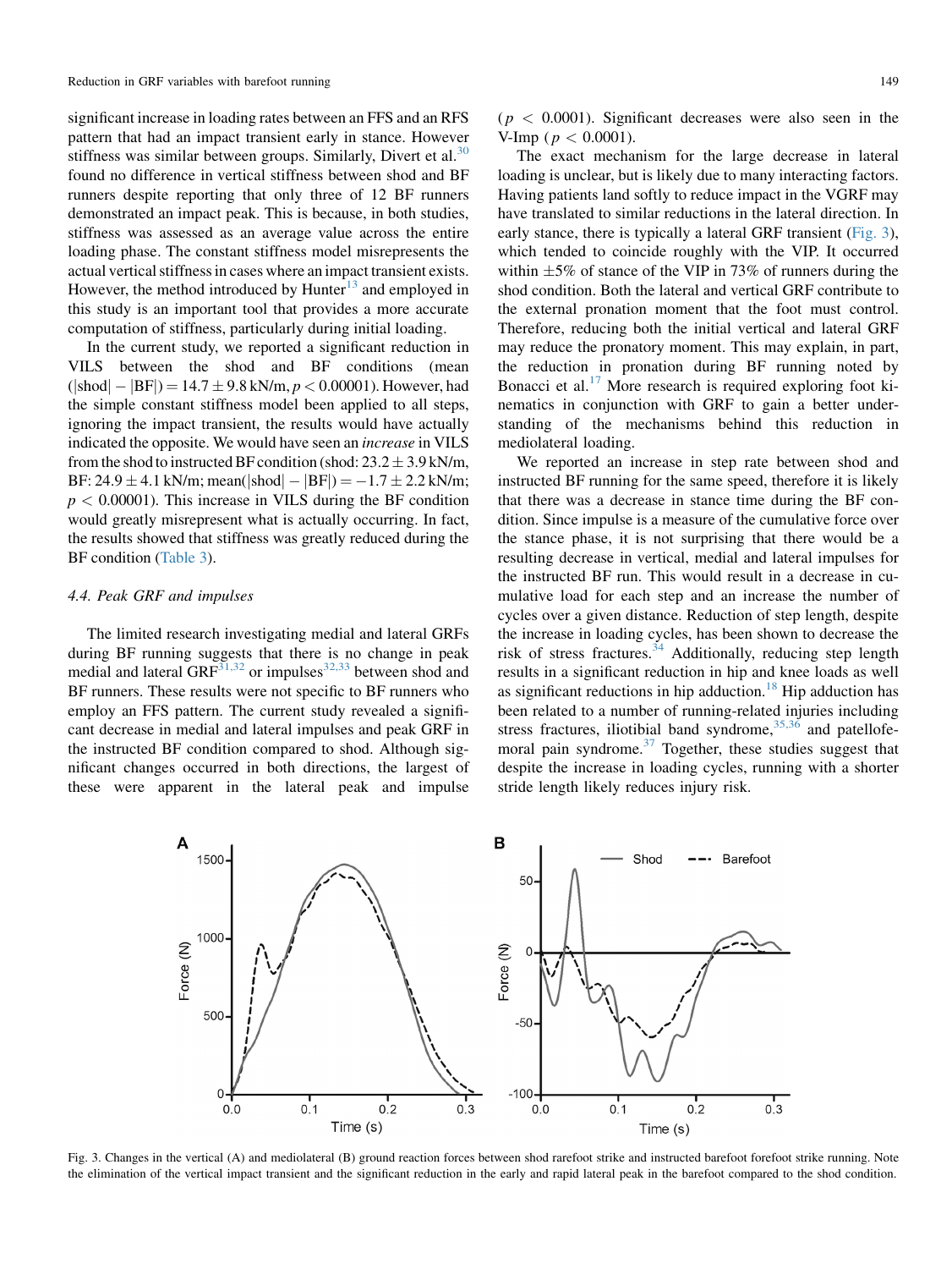significant increase in loading rates between an FFS and an RFS pattern that had an impact transient early in stance. However stiffness was similar between groups. Similarly, Divert et al.[30] found no difference in vertical stiffness between shod and BF runners despite reporting that only three of 12 BF runners demonstrated an impact peak. This is because, in both studies, stiffness was assessed as an average value across the entire loading phase. The constant stiffness model misrepresents the actual vertical stiffness in cases where an impact transient exists. However, the method introduced by Hunter[13] and employed in this study is an important tool that provides a more accurate computation of stiffness, particularly during initial loading.

In the current study, we reported a significant reduction in VILS between the shod and BF conditions (mean (|shod| − |BF|) = 14.7 ± 9.8 kN/m, $p < 0.00001$). However, had the simple constant stiffness model been applied to all steps, ignoring the impact transient, the results would have actually indicated the opposite. We would have seen an *increase* in VILS from the shod to instructed BF condition (shod: 23.2 ± 3.9 kN/m, BF: 24.9 ± 4.1 kN/m; mean(|shod| − |BF|) = −1.7 ± 2.2 kN/m; $p < 0.00001$). This increase in VILS during the BF condition would greatly misrepresent what is actually occurring. In fact, the results showed that stiffness was greatly reduced during the BF condition (Table 3).

### 4.4. Peak GRF and impulses

The limited research investigating medial and lateral GRFs during BF running suggests that there is no change in peak medial and lateral GRF[31,32] or impulses[32,33] between shod and BF runners. These results were not specific to BF runners who employ an FFS pattern. The current study revealed a significant decrease in medial and lateral impulses and peak GRF in the instructed BF condition compared to shod. Although significant changes occurred in both directions, the largest of these were apparent in the lateral peak and impulse ($p < 0.0001$). Significant decreases were also seen in the V-Imp ($p < 0.0001$).

The exact mechanism for the large decrease in lateral loading is unclear, but is likely due to many interacting factors. Having patients land softly to reduce impact in the VGRF may have translated to similar reductions in the lateral direction. In early stance, there is typically a lateral GRF transient (Fig. 3), which tended to coincide roughly with the VIP. It occurred within ±5% of stance of the VIP in 73% of runners during the shod condition. Both the lateral and vertical GRF contribute to the external pronation moment that the foot must control. Therefore, reducing both the initial vertical and lateral GRF may reduce the pronatory moment. This may explain, in part, the reduction in pronation during BF running noted by Bonacci et al.[17] More research is required exploring foot kinematics in conjunction with GRF to gain a better understanding of the mechanisms behind this reduction in mediolateral loading.

We reported an increase in step rate between shod and instructed BF running for the same speed, therefore it is likely that there was a decrease in stance time during the BF condition. Since impulse is a measure of the cumulative force over the stance phase, it is not surprising that there would be a resulting decrease in vertical, medial and lateral impulses for the instructed BF run. This would result in a decrease in cumulative load for each step and an increase the number of cycles over a given distance. Reduction of step length, despite the increase in loading cycles, has been shown to decrease the risk of stress fractures.[34] Additionally, reducing step length results in a significant reduction in hip and knee loads as well as significant reductions in hip adduction.[18] Hip adduction has been related to a number of running-related injuries including stress fractures, iliotibial band syndrome,[35,36] and patellofemoral pain syndrome.[37] Together, these studies suggest that despite the increase in loading cycles, running with a shorter stride length likely reduces injury risk.

Fig. 3. Changes in the vertical (A) and mediolateral (B) ground reaction forces between shod rarefoot strike and instructed barefoot forefoot strike running. Note the elimination of the vertical impact transient and the significant reduction in the early and rapid lateral peak in the barefoot compared to the shod condition.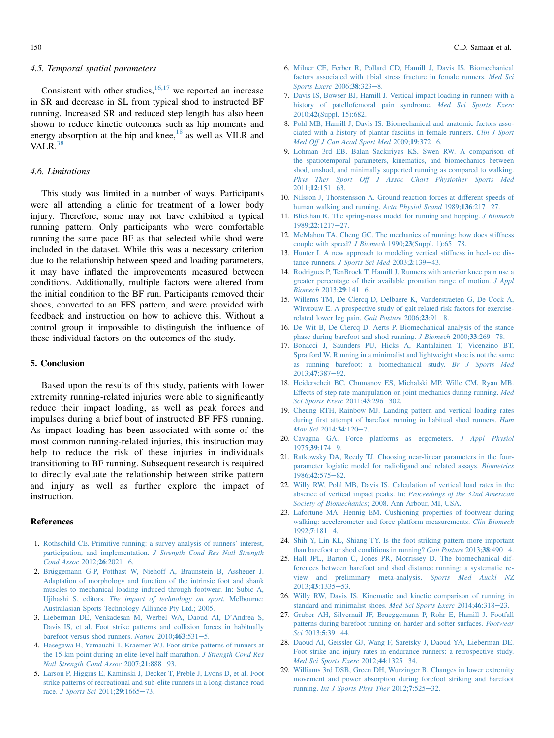### 4.5. Temporal spatial parameters

Consistent with other studies,[16,17] we reported an increase in SR and decrease in SL from typical shod to instructed BF running. Increased SR and reduced step length has also been shown to reduce kinetic outcomes such as hip moments and energy absorption at the hip and knee,[18] as well as VILR and VALR.[38]

### 4.6. Limitations

This study was limited in a number of ways. Participants were all attending a clinic for treatment of a lower body injury. Therefore, some may not have exhibited a typical running pattern. Only participants who were comfortable running the same pace BF as that selected while shod were included in the dataset. While this was a necessary criterion due to the relationship between speed and loading parameters, it may have inflated the improvements measured between conditions. Additionally, multiple factors were altered from the initial condition to the BF run. Participants removed their shoes, converted to an FFS pattern, and were provided with feedback and instruction on how to achieve this. Without a control group it impossible to distinguish the influence of these individual factors on the outcomes of the study.

## 5. Conclusion

Based upon the results of this study, patients with lower extremity running-related injuries were able to significantly reduce their impact loading, as well as peak forces and impulses during a brief bout of instructed BF FFS running. As impact loading has been associated with some of the most common running-related injuries, this instruction may help to reduce the risk of these injuries in individuals transitioning to BF running. Subsequent research is required to directly evaluate the relationship between strike pattern and injury as well as further explore the impact of instruction.

## References

1. Rothschild CE. Primitive running: a survey analysis of runners' interest, participation, and implementation. *J Strength Cond Res Natl Strength Cond Assoc* 2012;**26**:2021–6.
2. Brüggemann G-P, Potthast W, Niehoff A, Braunstein B, Assheuer J. Adaptation of morphology and function of the intrinsic foot and shank muscles to mechanical loading induced through footwear. In: Subic A, Ujihashi S, editors. *The impact of technology on sport*. Melbourne: Australasian Sports Technology Alliance Pty Ltd.; 2005.
3. Lieberman DE, Venkadesan M, Werbel WA, Daoud AI, D'Andrea S, Davis IS, et al. Foot strike patterns and collision forces in habitually barefoot versus shod runners. *Nature* 2010;**463**:531–5.
4. Hasegawa H, Yamauchi T, Kraemer WJ. Foot strike patterns of runners at the 15-km point during an elite-level half marathon. *J Strength Cond Res Natl Strength Cond Assoc* 2007;**21**:888–93.
5. Larson P, Higgins E, Kaminski J, Decker T, Preble J, Lyons D, et al. Foot strike patterns of recreational and sub-elite runners in a long-distance road race. *J Sports Sci* 2011;**29**:1665–73.
6. Milner CE, Ferber R, Pollard CD, Hamill J, Davis IS. Biomechanical factors associated with tibial stress fracture in female runners. *Med Sci Sports Exerc* 2006;**38**:323–8.
7. Davis IS, Bowser BJ, Hamill J. Vertical impact loading in runners with a history of patellofemoral pain syndrome. *Med Sci Sports Exerc* 2010;**42**(Suppl. 15):682.
8. Pohl MB, Hamill J, Davis IS. Biomechanical and anatomic factors associated with a history of plantar fasciitis in female runners. *Clin J Sport Med Off J Can Acad Sport Med* 2009;**19**:372–6.
9. Lohman 3rd EB, Balan Sackiriyas KS, Swen RW. A comparison of the spatiotemporal parameters, kinematics, and biomechanics between shod, unshod, and minimally supported running as compared to walking. *Phys Ther Sport Off J Assoc Chart Physiother Sports Med* 2011;**12**:151–63.
10. Nilsson J, Thorstensson A. Ground reaction forces at different speeds of human walking and running. *Acta Physiol Scand* 1989;**136**:217–27.
11. Blickhan R. The spring-mass model for running and hopping. *J Biomech* 1989;**22**:1217–27.
12. McMahon TA, Cheng GC. The mechanics of running: how does stiffness couple with speed? *J Biomech* 1990;**23**(Suppl. 1):65–78.
13. Hunter I. A new approach to modeling vertical stiffness in heel-toe distance runners. *J Sports Sci Med* 2003;**2**:139–43.
14. Rodrigues P, TenBroek T, Hamill J. Runners with anterior knee pain use a greater percentage of their available pronation range of motion. *J Appl Biomech* 2013;**29**:141–6.
15. Willems TM, De Clercq D, Delbaere K, Vanderstraeten G, De Cock A, Witvrouw E. A prospective study of gait related risk factors for exercise-related lower leg pain. *Gait Posture* 2006;**23**:91–8.
16. De Wit B, De Clercq D, Aerts P. Biomechanical analysis of the stance phase during barefoot and shod running. *J Biomech* 2000;**33**:269–78.
17. Bonacci J, Saunders PU, Hicks A, Rantalainen T, Vicenzino BT, Spratford W. Running in a minimalist and lightweight shoe is not the same as running barefoot: a biomechanical study. *Br J Sports Med* 2013;**47**:387–92.
18. Heiderscheit BC, Chumanov ES, Michalski MP, Wille CM, Ryan MB. Effects of step rate manipulation on joint mechanics during running. *Med Sci Sports Exerc* 2011;**43**:296–302.
19. Cheung RTH, Rainbow MJ. Landing pattern and vertical loading rates during first attempt of barefoot running in habitual shod runners. *Hum Mov Sci* 2014;**34**:120–7.
20. Cavagna GA. Force platforms as ergometers. *J Appl Physiol* 1975;**39**:174–9.
21. Ratkowsky DA, Reedy TJ. Choosing near-linear parameters in the four-parameter logistic model for radioligand and related assays. *Biometrics* 1986;**42**:575–82.
22. Willy RW, Pohl MB, Davis IS. Calculation of vertical load rates in the absence of vertical impact peaks. In: *Proceedings of the 32nd American Society of Biomechanics*; 2008. Ann Arbour, MI, USA.
23. Lafortune MA, Hennig EM. Cushioning properties of footwear during walking: accelerometer and force platform measurements. *Clin Biomech* 1992;**7**:181–4.
24. Shih Y, Lin KL, Shiang TY. Is the foot striking pattern more important than barefoot or shod conditions in running? *Gait Posture* 2013;**38**:490–4.
25. Hall JPL, Barton C, Jones PR, Morrissey D. The biomechanical differences between barefoot and shod distance running: a systematic review and preliminary meta-analysis. *Sports Med Auckl NZ* 2013;**43**:1335–53.
26. Willy RW, Davis IS. Kinematic and kinetic comparison of running in standard and minimalist shoes. *Med Sci Sports Exerc* 2014;**46**:318–23.
27. Gruber AH, Silvernail JF, Brueggemann P, Rohr E, Hamill J. Footfall patterns during barefoot running on harder and softer surfaces. *Footwear Sci* 2013;**5**:39–44.
28. Daoud AI, Geissler GJ, Wang F, Saretsky J, Daoud YA, Lieberman DE. Foot strike and injury rates in endurance runners: a retrospective study. *Med Sci Sports Exerc* 2012;**44**:1325–34.
29. Williams 3rd DSB, Green DH, Wurzinger B. Changes in lower extremity movement and power absorption during forefoot striking and barefoot running. *Int J Sports Phys Ther* 2012;**7**:525–32.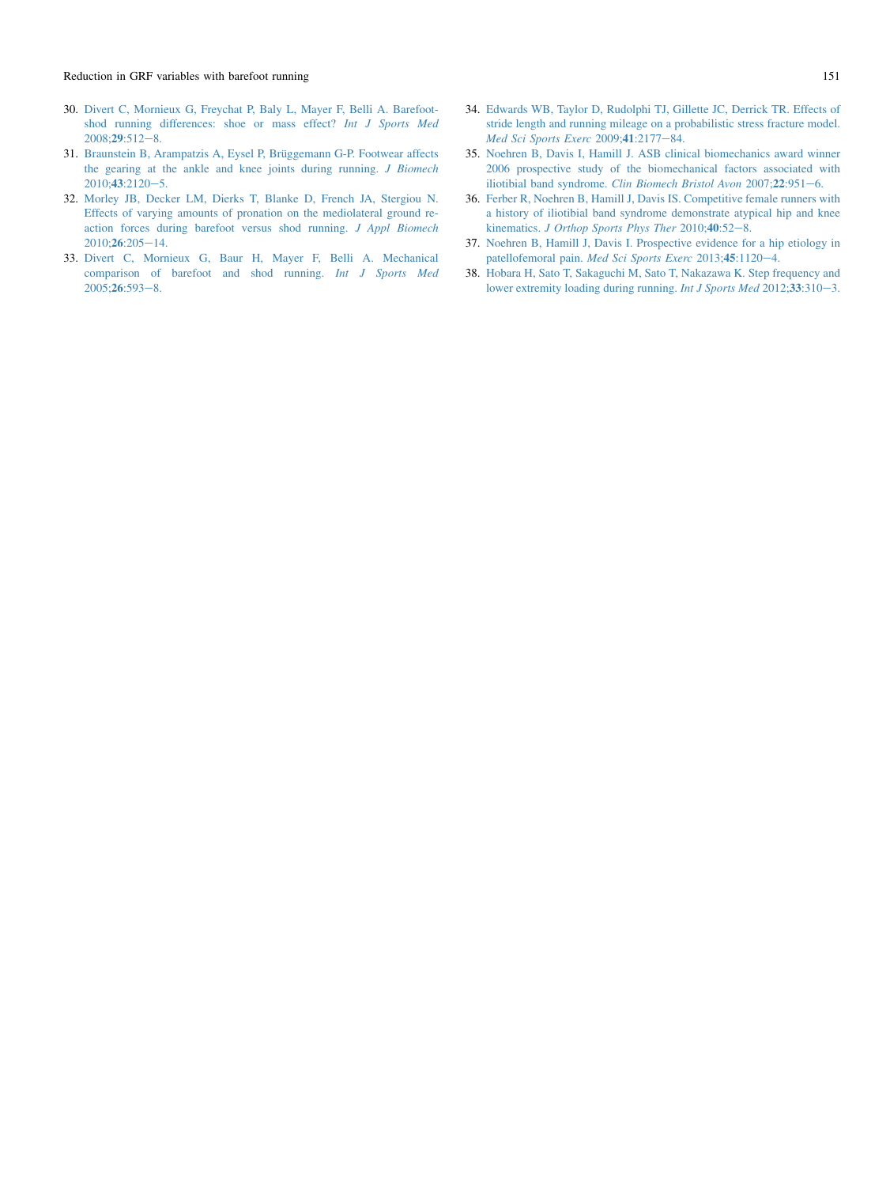30. Divert C, Mornieux G, Freychat P, Baly L, Mayer F, Belli A. Barefoot-shod running differences: shoe or mass effect? *Int J Sports Med* 2008;**29**:512–8.
31. Braunstein B, Arampatzis A, Eysel P, Brüggemann G-P. Footwear affects the gearing at the ankle and knee joints during running. *J Biomech* 2010;**43**:2120–5.
32. Morley JB, Decker LM, Dierks T, Blanke D, French JA, Stergiou N. Effects of varying amounts of pronation on the mediolateral ground reaction forces during barefoot versus shod running. *J Appl Biomech* 2010;**26**:205–14.
33. Divert C, Mornieux G, Baur H, Mayer F, Belli A. Mechanical comparison of barefoot and shod running. *Int J Sports Med* 2005;**26**:593–8.
34. Edwards WB, Taylor D, Rudolphi TJ, Gillette JC, Derrick TR. Effects of stride length and running mileage on a probabilistic stress fracture model. *Med Sci Sports Exerc* 2009;**41**:2177–84.
35. Noehren B, Davis I, Hamill J. ASB clinical biomechanics award winner 2006 prospective study of the biomechanical factors associated with iliotibial band syndrome. *Clin Biomech Bristol Avon* 2007;**22**:951–6.
36. Ferber R, Noehren B, Hamill J, Davis IS. Competitive female runners with a history of iliotibial band syndrome demonstrate atypical hip and knee kinematics. *J Orthop Sports Phys Ther* 2010;**40**:52–8.
37. Noehren B, Hamill J, Davis I. Prospective evidence for a hip etiology in patellofemoral pain. *Med Sci Sports Exerc* 2013;**45**:1120–4.
38. Hobara H, Sato T, Sakaguchi M, Sato T, Nakazawa K. Step frequency and lower extremity loading during running. *Int J Sports Med* 2012;**33**:310–3.